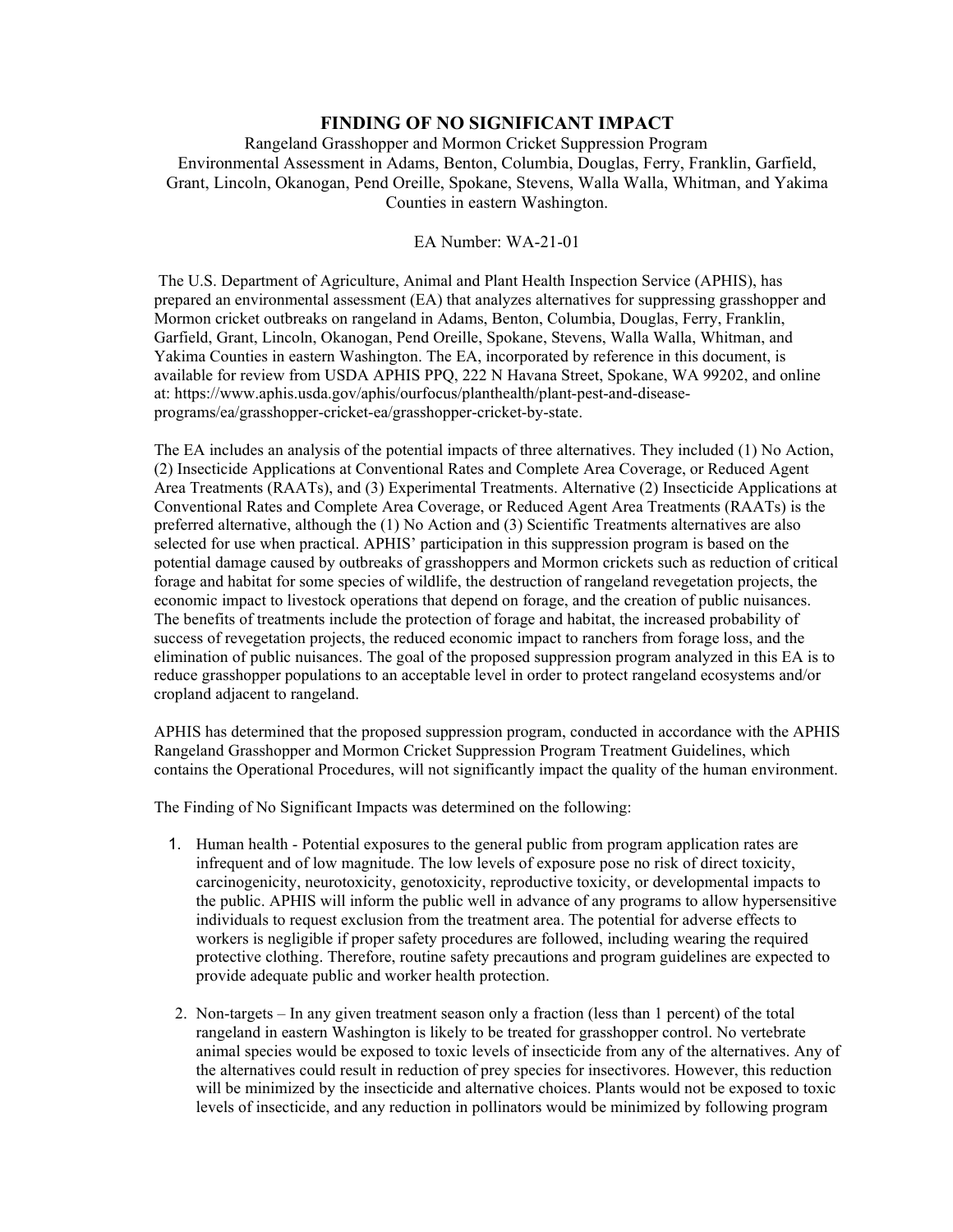# FINDING OF NO SIGNIFICANT IMPACT

Rangeland Grasshopper and Mormon Cricket Suppression Program
Environmental Assessment in Adams, Benton, Columbia, Douglas, Ferry, Franklin, Garfield, Grant, Lincoln, Okanogan, Pend Oreille, Spokane, Stevens, Walla Walla, Whitman, and Yakima Counties in eastern Washington.

EA Number: WA-21-01

The U.S. Department of Agriculture, Animal and Plant Health Inspection Service (APHIS), has prepared an environmental assessment (EA) that analyzes alternatives for suppressing grasshopper and Mormon cricket outbreaks on rangeland in Adams, Benton, Columbia, Douglas, Ferry, Franklin, Garfield, Grant, Lincoln, Okanogan, Pend Oreille, Spokane, Stevens, Walla Walla, Whitman, and Yakima Counties in eastern Washington. The EA, incorporated by reference in this document, is available for review from USDA APHIS PPQ, 222 N Havana Street, Spokane, WA 99202, and online at: https://www.aphis.usda.gov/aphis/ourfocus/planthealth/plant-pest-and-disease-programs/ea/grasshopper-cricket-ea/grasshopper-cricket-by-state.

The EA includes an analysis of the potential impacts of three alternatives. They included (1) No Action, (2) Insecticide Applications at Conventional Rates and Complete Area Coverage, or Reduced Agent Area Treatments (RAATs), and (3) Experimental Treatments. Alternative (2) Insecticide Applications at Conventional Rates and Complete Area Coverage, or Reduced Agent Area Treatments (RAATs) is the preferred alternative, although the (1) No Action and (3) Scientific Treatments alternatives are also selected for use when practical. APHIS' participation in this suppression program is based on the potential damage caused by outbreaks of grasshoppers and Mormon crickets such as reduction of critical forage and habitat for some species of wildlife, the destruction of rangeland revegetation projects, the economic impact to livestock operations that depend on forage, and the creation of public nuisances. The benefits of treatments include the protection of forage and habitat, the increased probability of success of revegetation projects, the reduced economic impact to ranchers from forage loss, and the elimination of public nuisances. The goal of the proposed suppression program analyzed in this EA is to reduce grasshopper populations to an acceptable level in order to protect rangeland ecosystems and/or cropland adjacent to rangeland.

APHIS has determined that the proposed suppression program, conducted in accordance with the APHIS Rangeland Grasshopper and Mormon Cricket Suppression Program Treatment Guidelines, which contains the Operational Procedures, will not significantly impact the quality of the human environment.

The Finding of No Significant Impacts was determined on the following:

1. Human health - Potential exposures to the general public from program application rates are infrequent and of low magnitude. The low levels of exposure pose no risk of direct toxicity, carcinogenicity, neurotoxicity, genotoxicity, reproductive toxicity, or developmental impacts to the public. APHIS will inform the public well in advance of any programs to allow hypersensitive individuals to request exclusion from the treatment area. The potential for adverse effects to workers is negligible if proper safety procedures are followed, including wearing the required protective clothing. Therefore, routine safety precautions and program guidelines are expected to provide adequate public and worker health protection.

2. Non-targets – In any given treatment season only a fraction (less than 1 percent) of the total rangeland in eastern Washington is likely to be treated for grasshopper control. No vertebrate animal species would be exposed to toxic levels of insecticide from any of the alternatives. Any of the alternatives could result in reduction of prey species for insectivores. However, this reduction will be minimized by the insecticide and alternative choices. Plants would not be exposed to toxic levels of insecticide, and any reduction in pollinators would be minimized by following program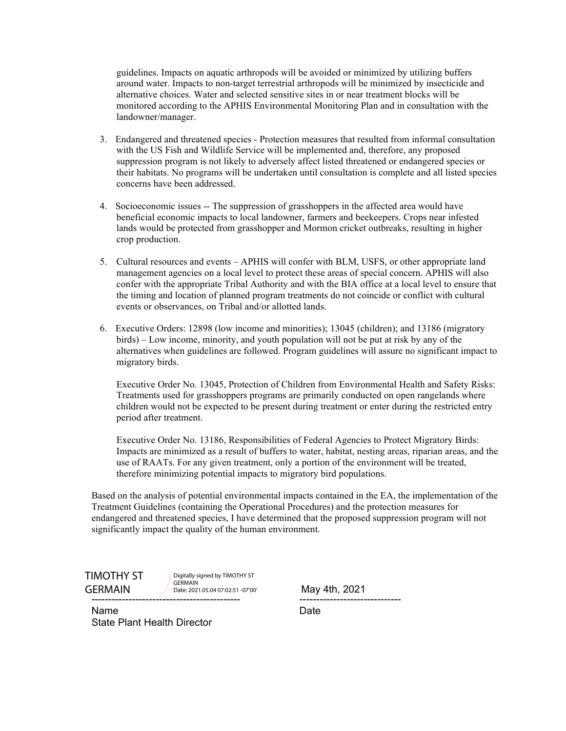guidelines. Impacts on aquatic arthropods will be avoided or minimized by utilizing buffers around water. Impacts to non-target terrestrial arthropods will be minimized by insecticide and alternative choices. Water and selected sensitive sites in or near treatment blocks will be monitored according to the APHIS Environmental Monitoring Plan and in consultation with the landowner/manager.

3. Endangered and threatened species - Protection measures that resulted from informal consultation with the US Fish and Wildlife Service will be implemented and, therefore, any proposed suppression program is not likely to adversely affect listed threatened or endangered species or their habitats. No programs will be undertaken until consultation is complete and all listed species concerns have been addressed.

4. Socioeconomic issues -- The suppression of grasshoppers in the affected area would have beneficial economic impacts to local landowner, farmers and beekeepers. Crops near infested lands would be protected from grasshopper and Mormon cricket outbreaks, resulting in higher crop production.

5. Cultural resources and events – APHIS will confer with BLM, USFS, or other appropriate land management agencies on a local level to protect these areas of special concern. APHIS will also confer with the appropriate Tribal Authority and with the BIA office at a local level to ensure that the timing and location of planned program treatments do not coincide or conflict with cultural events or observances, on Tribal and/or allotted lands.

6. Executive Orders: 12898 (low income and minorities); 13045 (children); and 13186 (migratory birds) – Low income, minority, and youth population will not be put at risk by any of the alternatives when guidelines are followed. Program guidelines will assure no significant impact to migratory birds.

   Executive Order No. 13045, Protection of Children from Environmental Health and Safety Risks: Treatments used for grasshoppers programs are primarily conducted on open rangelands where children would not be expected to be present during treatment or enter during the restricted entry period after treatment.

   Executive Order No. 13186, Responsibilities of Federal Agencies to Protect Migratory Birds: Impacts are minimized as a result of buffers to water, habitat, nesting areas, riparian areas, and the use of RAATs. For any given treatment, only a portion of the environment will be treated, therefore minimizing potential impacts to migratory bird populations.

Based on the analysis of potential environmental impacts contained in the EA, the implementation of the Treatment Guidelines (containing the Operational Procedures) and the protection measures for endangered and threatened species, I have determined that the proposed suppression program will not significantly impact the quality of the human environment.

TIMOTHY ST GERMAIN — Digitally signed by TIMOTHY ST GERMAIN Date: 2021.05.04 07:02:51 -07'00'

May 4th, 2021

Name
State Plant Health Director

Date